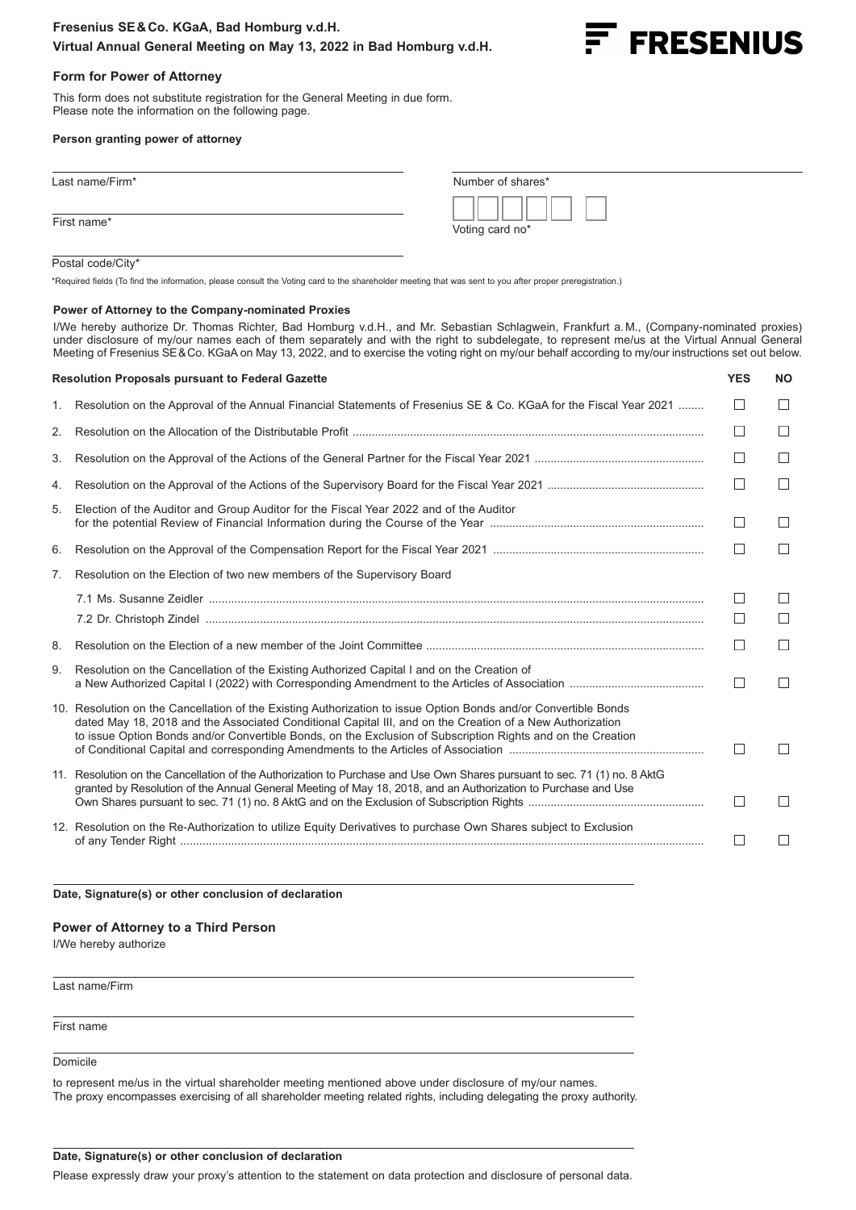**Fresenius SE & Co. KGaA, Bad Homburg v.d.H.**
**Virtual Annual General Meeting on May 13, 2022 in Bad Homburg v.d.H.**

FRESENIUS

## Form for Power of Attorney

This form does not substitute registration for the General Meeting in due form.
Please note the information on the following page.

### Person granting power of attorney

Last name/Firm*

First name*

Postal code/City*

Number of shares*

Voting card no*

*Required fields (To find the information, please consult the Voting card to the shareholder meeting that was sent to you after proper preregistration.)

### Power of Attorney to the Company-nominated Proxies

I/We hereby authorize Dr. Thomas Richter, Bad Homburg v.d.H., and Mr. Sebastian Schlagwein, Frankfurt a. M., (Company-nominated proxies) under disclosure of my/our names each of them separately and with the right to subdelegate, to represent me/us at the Virtual Annual General Meeting of Fresenius SE & Co. KGaA on May 13, 2022, and to exercise the voting right on my/our behalf according to my/our instructions set out below.

| Resolution Proposals pursuant to Federal Gazette | YES | NO |
|---|---|---|
| 1. Resolution on the Approval of the Annual Financial Statements of Fresenius SE & Co. KGaA for the Fiscal Year 2021 | ☐ | ☐ |
| 2. Resolution on the Allocation of the Distributable Profit | ☐ | ☐ |
| 3. Resolution on the Approval of the Actions of the General Partner for the Fiscal Year 2021 | ☐ | ☐ |
| 4. Resolution on the Approval of the Actions of the Supervisory Board for the Fiscal Year 2021 | ☐ | ☐ |
| 5. Election of the Auditor and Group Auditor for the Fiscal Year 2022 and of the Auditor for the potential Review of Financial Information during the Course of the Year | ☐ | ☐ |
| 6. Resolution on the Approval of the Compensation Report for the Fiscal Year 2021 | ☐ | ☐ |
| 7. Resolution on the Election of two new members of the Supervisory Board | | |
| 7.1 Ms. Susanne Zeidler | ☐ | ☐ |
| 7.2 Dr. Christoph Zindel | ☐ | ☐ |
| 8. Resolution on the Election of a new member of the Joint Committee | ☐ | ☐ |
| 9. Resolution on the Cancellation of the Existing Authorized Capital I and on the Creation of a New Authorized Capital I (2022) with Corresponding Amendment to the Articles of Association | ☐ | ☐ |
| 10. Resolution on the Cancellation of the Existing Authorization to issue Option Bonds and/or Convertible Bonds dated May 18, 2018 and the Associated Conditional Capital III, and on the Creation of a New Authorization to issue Option Bonds and/or Convertible Bonds, on the Exclusion of Subscription Rights and on the Creation of Conditional Capital and corresponding Amendments to the Articles of Association | ☐ | ☐ |
| 11. Resolution on the Cancellation of the Authorization to Purchase and Use Own Shares pursuant to sec. 71 (1) no. 8 AktG granted by Resolution of the Annual General Meeting of May 18, 2018, and an Authorization to Purchase and Use Own Shares pursuant to sec. 71 (1) no. 8 AktG and on the Exclusion of Subscription Rights | ☐ | ☐ |
| 12. Resolution on the Re-Authorization to utilize Equity Derivatives to purchase Own Shares subject to Exclusion of any Tender Right | ☐ | ☐ |

**Date, Signature(s) or other conclusion of declaration**

### Power of Attorney to a Third Person

I/We hereby authorize

Last name/Firm

First name

Domicile

to represent me/us in the virtual shareholder meeting mentioned above under disclosure of my/our names.
The proxy encompasses exercising of all shareholder meeting related rights, including delegating the proxy authority.

**Date, Signature(s) or other conclusion of declaration**

Please expressly draw your proxy's attention to the statement on data protection and disclosure of personal data.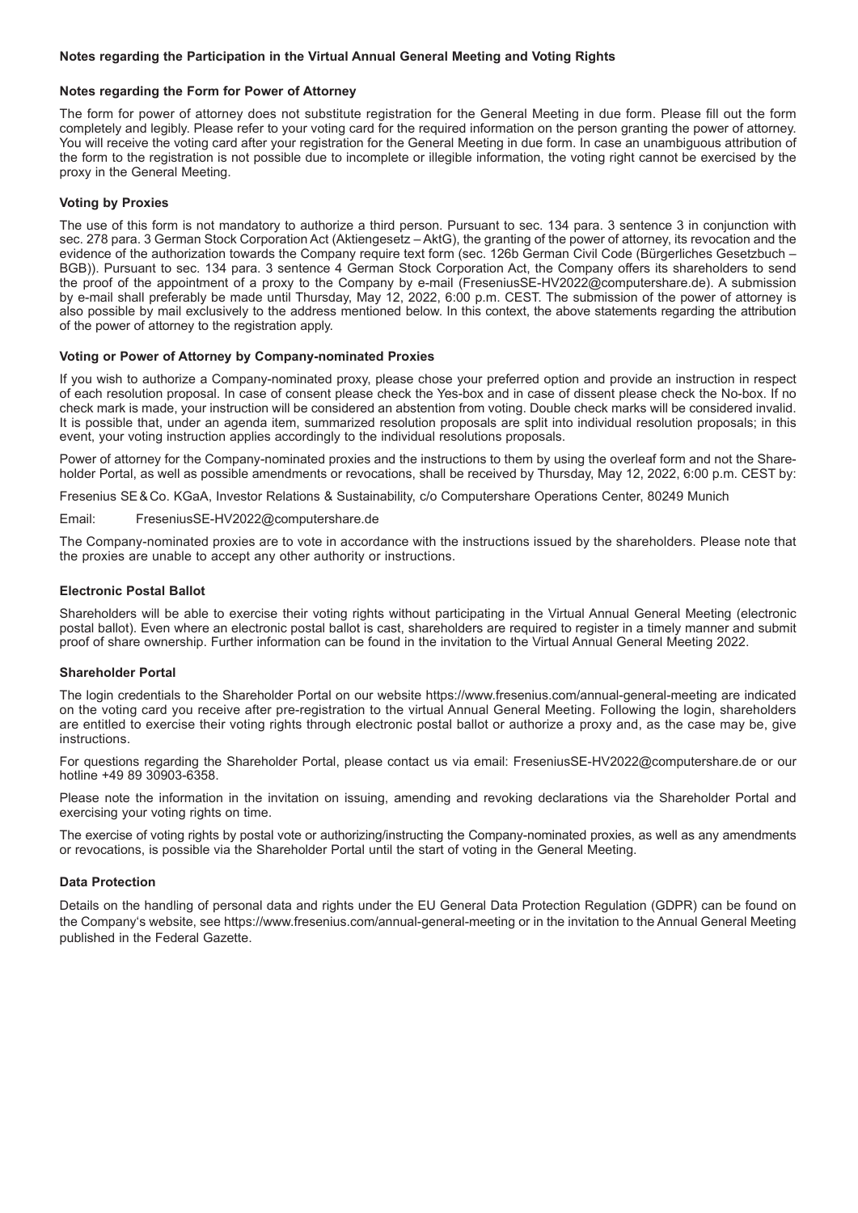## Notes regarding the Participation in the Virtual Annual General Meeting and Voting Rights

### Notes regarding the Form for Power of Attorney

The form for power of attorney does not substitute registration for the General Meeting in due form. Please fill out the form completely and legibly. Please refer to your voting card for the required information on the person granting the power of attorney. You will receive the voting card after your registration for the General Meeting in due form. In case an unambiguous attribution of the form to the registration is not possible due to incomplete or illegible information, the voting right cannot be exercised by the proxy in the General Meeting.

### Voting by Proxies

The use of this form is not mandatory to authorize a third person. Pursuant to sec. 134 para. 3 sentence 3 in conjunction with sec. 278 para. 3 German Stock Corporation Act (Aktiengesetz – AktG), the granting of the power of attorney, its revocation and the evidence of the authorization towards the Company require text form (sec. 126b German Civil Code (Bürgerliches Gesetzbuch – BGB)). Pursuant to sec. 134 para. 3 sentence 4 German Stock Corporation Act, the Company offers its shareholders to send the proof of the appointment of a proxy to the Company by e-mail (FreseniusSE-HV2022@computershare.de). A submission by e-mail shall preferably be made until Thursday, May 12, 2022, 6:00 p.m. CEST. The submission of the power of attorney is also possible by mail exclusively to the address mentioned below. In this context, the above statements regarding the attribution of the power of attorney to the registration apply.

### Voting or Power of Attorney by Company-nominated Proxies

If you wish to authorize a Company-nominated proxy, please chose your preferred option and provide an instruction in respect of each resolution proposal. In case of consent please check the Yes-box and in case of dissent please check the No-box. If no check mark is made, your instruction will be considered an abstention from voting. Double check marks will be considered invalid. It is possible that, under an agenda item, summarized resolution proposals are split into individual resolution proposals; in this event, your voting instruction applies accordingly to the individual resolutions proposals.

Power of attorney for the Company-nominated proxies and the instructions to them by using the overleaf form and not the Shareholder Portal, as well as possible amendments or revocations, shall be received by Thursday, May 12, 2022, 6:00 p.m. CEST by:

Fresenius SE & Co. KGaA, Investor Relations & Sustainability, c/o Computershare Operations Center, 80249 Munich

Email: FreseniusSE-HV2022@computershare.de

The Company-nominated proxies are to vote in accordance with the instructions issued by the shareholders. Please note that the proxies are unable to accept any other authority or instructions.

### Electronic Postal Ballot

Shareholders will be able to exercise their voting rights without participating in the Virtual Annual General Meeting (electronic postal ballot). Even where an electronic postal ballot is cast, shareholders are required to register in a timely manner and submit proof of share ownership. Further information can be found in the invitation to the Virtual Annual General Meeting 2022.

### Shareholder Portal

The login credentials to the Shareholder Portal on our website https://www.fresenius.com/annual-general-meeting are indicated on the voting card you receive after pre-registration to the virtual Annual General Meeting. Following the login, shareholders are entitled to exercise their voting rights through electronic postal ballot or authorize a proxy and, as the case may be, give instructions.

For questions regarding the Shareholder Portal, please contact us via email: FreseniusSE-HV2022@computershare.de or our hotline +49 89 30903-6358.

Please note the information in the invitation on issuing, amending and revoking declarations via the Shareholder Portal and exercising your voting rights on time.

The exercise of voting rights by postal vote or authorizing/instructing the Company-nominated proxies, as well as any amendments or revocations, is possible via the Shareholder Portal until the start of voting in the General Meeting.

### Data Protection

Details on the handling of personal data and rights under the EU General Data Protection Regulation (GDPR) can be found on the Company's website, see https://www.fresenius.com/annual-general-meeting or in the invitation to the Annual General Meeting published in the Federal Gazette.